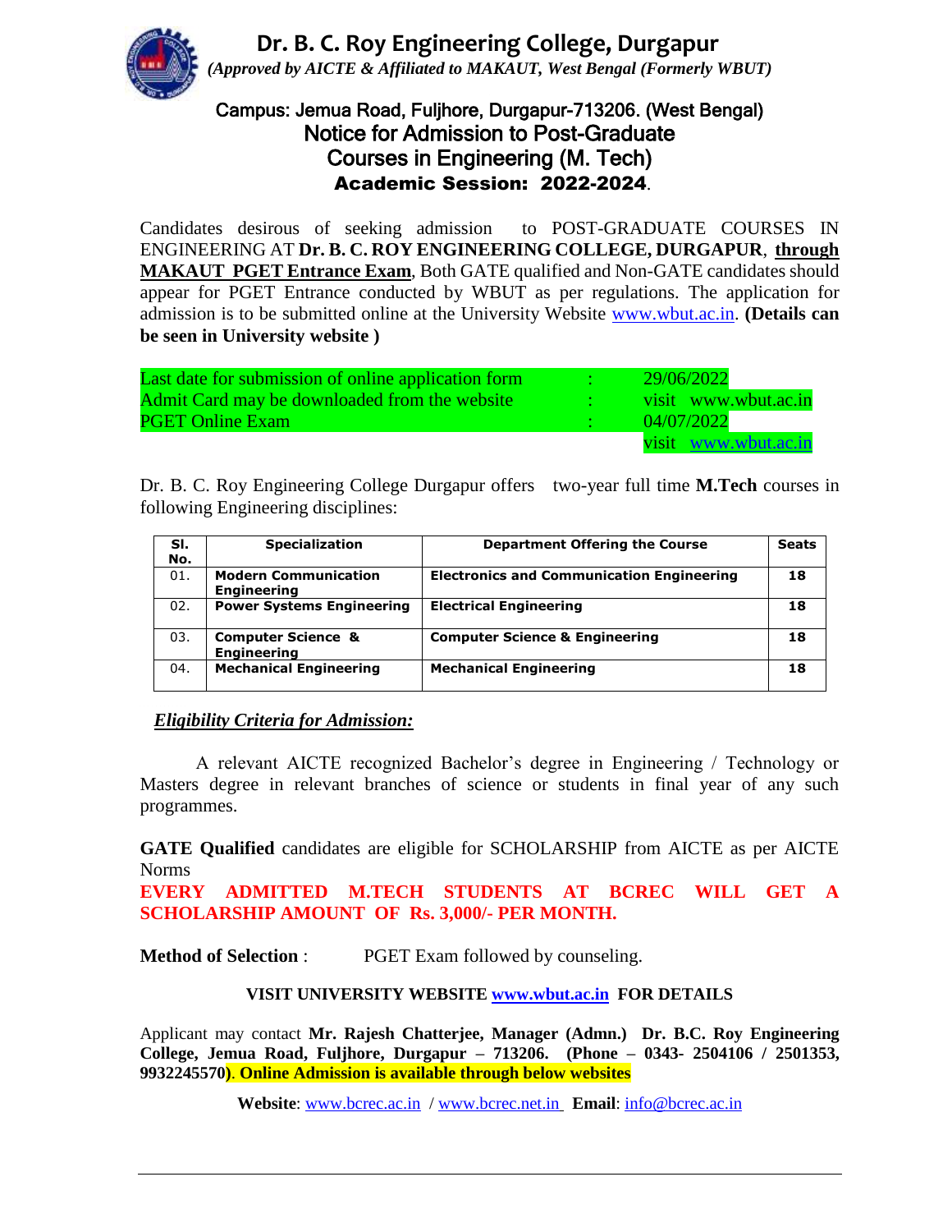# Dr. B. C. Roy Engineering College, Durgapur

*(Approved by AICTE & Affiliated to MAKAUT, West Bengal (Formerly WBUT)*

## Campus: Jemua Road, Fuljhore, Durgapur-713206. (West Bengal)
## Notice for Admission to Post-Graduate Courses in Engineering (M. Tech)
## Academic Session: 2022-2024.

Candidates desirous of seeking admission to POST-GRADUATE COURSES IN ENGINEERING AT **Dr. B. C. ROY ENGINEERING COLLEGE, DURGAPUR**, **through MAKAUT PGET Entrance Exam**, Both GATE qualified and Non-GATE candidates should appear for PGET Entrance conducted by WBUT as per regulations. The application for admission is to be submitted online at the University Website www.wbut.ac.in. **(Details can be seen in University website )**

| | | |
|---|---|---|
| Last date for submission of online application form | : | 29/06/2022 |
| Admit Card may be downloaded from the website | : | visit www.wbut.ac.in |
| PGET Online Exam | : | 04/07/2022 |
| | | visit www.wbut.ac.in |

Dr. B. C. Roy Engineering College Durgapur offers two-year full time **M.Tech** courses in following Engineering disciplines:

| Sl. No. | Specialization | Department Offering the Course | Seats |
|---|---|---|---|
| 01. | **Modern Communication Engineering** | **Electronics and Communication Engineering** | **18** |
| 02. | **Power Systems Engineering** | **Electrical Engineering** | **18** |
| 03. | **Computer Science & Engineering** | **Computer Science & Engineering** | **18** |
| 04. | **Mechanical Engineering** | **Mechanical Engineering** | **18** |

***Eligibility Criteria for Admission:***

A relevant AICTE recognized Bachelor's degree in Engineering / Technology or Masters degree in relevant branches of science or students in final year of any such programmes.

**GATE Qualified** candidates are eligible for SCHOLARSHIP from AICTE as per AICTE Norms

**EVERY ADMITTED M.TECH STUDENTS AT BCREC WILL GET A SCHOLARSHIP AMOUNT OF Rs. 3,000/- PER MONTH.**

**Method of Selection** : PGET Exam followed by counseling.

**VISIT UNIVERSITY WEBSITE www.wbut.ac.in FOR DETAILS**

Applicant may contact **Mr. Rajesh Chatterjee, Manager (Admn.) Dr. B.C. Roy Engineering College, Jemua Road, Fuljhore, Durgapur – 713206. (Phone – 0343- 2504106 / 2501353, 9932245570)**. **Online Admission is available through below websites**

**Website**: www.bcrec.ac.in / www.bcrec.net.in **Email**: info@bcrec.ac.in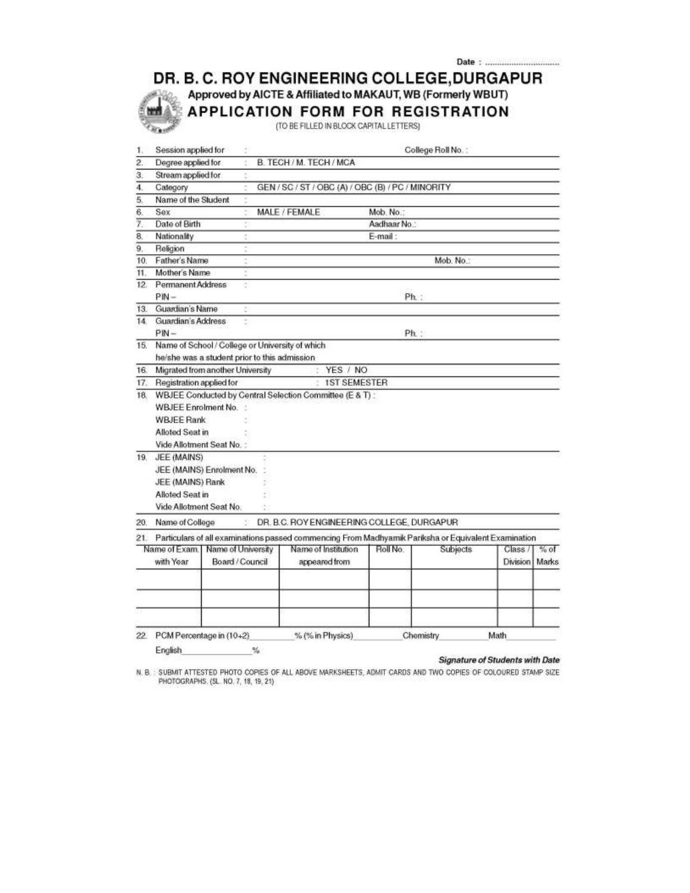Date : ................................

# DR. B. C. ROY ENGINEERING COLLEGE, DURGAPUR

Approved by AICTE & Affiliated to MAKAUT, WB (Formerly WBUT)

## APPLICATION FORM FOR REGISTRATION

(TO BE FILLED IN BLOCK CAPITAL LETTERS)

1. Session applied for : College Roll No. :
2. Degree applied for : B. TECH / M. TECH / MCA
3. Stream applied for :
4. Category : GEN / SC / ST / OBC (A) / OBC (B) / PC / MINORITY
5. Name of the Student :
6. Sex : MALE / FEMALE Mob. No.:
7. Date of Birth : Aadhaar No.:
8. Nationality : E-mail :
9. Religion :
10. Father's Name : Mob. No.:
11. Mother's Name :
12. Permanent Address :
    PIN – Ph. :
13. Guardian's Name :
14. Guardian's Address :
    PIN – Ph. :
15. Name of School / College or University of which he/she was a student prior to this admission
16. Migrated from another University : YES / NO
17. Registration applied for : 1ST SEMESTER
18. WBJEE Conducted by Central Selection Committee (E & T) :
    WBJEE Enrolment No. :
    WBJEE Rank :
    Alloted Seat in :
    Vide Allotment Seat No. :
19. JEE (MAINS) :
    JEE (MAINS) Enrolment No. :
    JEE (MAINS) Rank :
    Alloted Seat in :
    Vide Allotment Seat No. :
20. Name of College : DR. B.C. ROY ENGINEERING COLLEGE, DURGAPUR
21. Particulars of all examinations passed commencing From Madhyamik Pariksha or Equivalent Examination

| Name of Exam. with Year | Name of University Board / Council | Name of Institution appeared from | Roll No. | Subjects | Class / Division | % of Marks |
|---|---|---|---|---|---|---|
| | | | | | | |
| | | | | | | |
| | | | | | | |

22. PCM Percentage in (10+2)\_\_\_\_\_\_\_\_% (% in Physics)\_\_\_\_\_\_\_\_ Chemistry\_\_\_\_\_\_\_\_ Math\_\_\_\_\_\_\_\_
    English\_\_\_\_\_\_\_\_%

***Signature of Students with Date***

N. B. : SUBMIT ATTESTED PHOTO COPIES OF ALL ABOVE MARKSHEETS, ADMIT CARDS AND TWO COPIES OF COLOURED STAMP SIZE PHOTOGRAPHS. (SL. NO. 7, 18, 19, 21)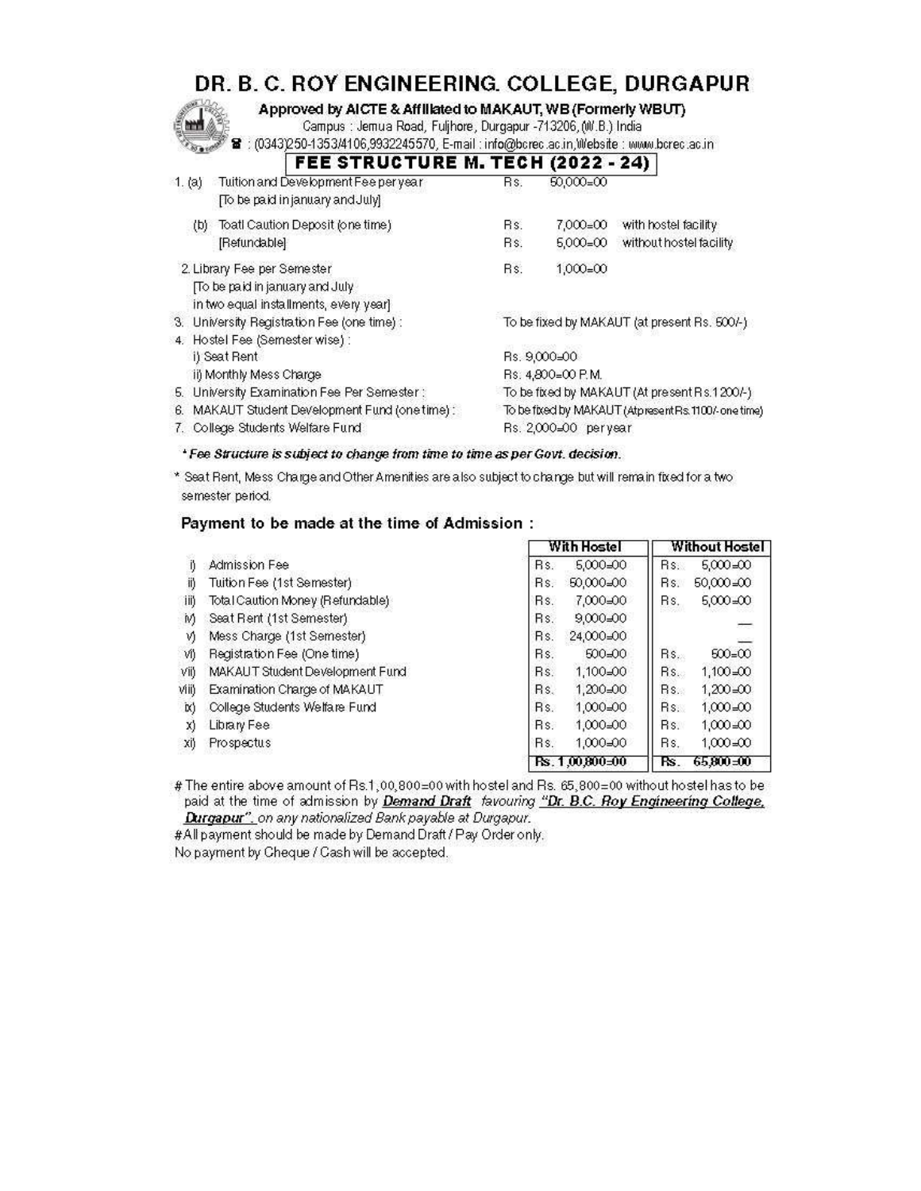# DR. B. C. ROY ENGINEERING. COLLEGE, DURGAPUR

**Approved by AICTE & Affiliated to MAKAUT, WB (Formerly WBUT)**

Campus : Jemua Road, Fuljhore, Durgapur -713206, (W.B.) India

☎ : (0343)250-1353/4106,9932245570, E-mail : info@bcrec.ac.in, Website : www.bcrec.ac.in

## FEE STRUCTURE M. TECH (2022 - 24)

| | | |
|---|---|---|
| 1. (a) Tuition and Development Fee per year [To be paid in january and July] | Rs. 50,000=00 | |
| (b) Toatl Caution Deposit (one time) [Refundable] | Rs. 7,000=00 | with hostel facility |
| | Rs. 5,000=00 | without hostel facility |
| 2. Library Fee per Semester [To be paid in january and July in two equal installments, every year] | Rs. 1,000=00 | |
| 3. University Registration Fee (one time) : | To be fixed by MAKAUT (at present Rs. 500/-) | |
| 4. Hostel Fee (Semester wise) : | | |
| i) Seat Rent | Rs. 9,000=00 | |
| ii) Monthly Mess Charge | Rs. 4,800=00 P.M. | |
| 5. University Examination Fee Per Semester : | To be fixed by MAKAUT (At present Rs.1200/-) | |
| 6. MAKAUT Student Development Fund (one time) : | To be fixed by MAKAUT (At present Rs.1100/- one time) | |
| 7. College Students Welfare Fund | Rs. 2,000=00 per year | |

* *Fee Structure is subject to change from time to time as per Govt. decision.*

* Seat Rent, Mess Charge and Other Amenities are also subject to change but will remain fixed for a two semester period.

### Payment to be made at the time of Admission :

| | | With Hostel | Without Hostel |
|---|---|---|---|
| i) | Admission Fee | Rs. 5,000=00 | Rs. 5,000=00 |
| ii) | Tuition Fee (1st Semester) | Rs. 50,000=00 | Rs. 50,000=00 |
| iii) | Total Caution Money (Refundable) | Rs. 7,000=00 | Rs. 5,000=00 |
| iv) | Seat Rent (1st Semester) | Rs. 9,000=00 | — |
| v) | Mess Charge (1st Semester) | Rs. 24,000=00 | — |
| vi) | Registration Fee (One time) | Rs. 500=00 | Rs. 500=00 |
| vii) | MAKAUT Student Development Fund | Rs. 1,100=00 | Rs. 1,100=00 |
| viii) | Examination Charge of MAKAUT | Rs. 1,200=00 | Rs. 1,200=00 |
| ix) | College Students Welfare Fund | Rs. 1,000=00 | Rs. 1,000=00 |
| x) | Library Fee | Rs. 1,000=00 | Rs. 1,000=00 |
| xi) | Prospectus | Rs. 1,000=00 | Rs. 1,000=00 |
| | | **Rs. 1,00,800=00** | **Rs. 65,800=00** |

# The entire above amount of Rs.1,00,800=00 with hostel and Rs. 65,800=00 without hostel has to be paid at the time of admission by ***Demand Draft*** *favouring* ***"Dr. B.C. Roy Engineering College, Durgapur"****, on any nationalized Bank payable at Durgapur.*

#All payment should be made by Demand Draft / Pay Order only.

No payment by Cheque / Cash will be accepted.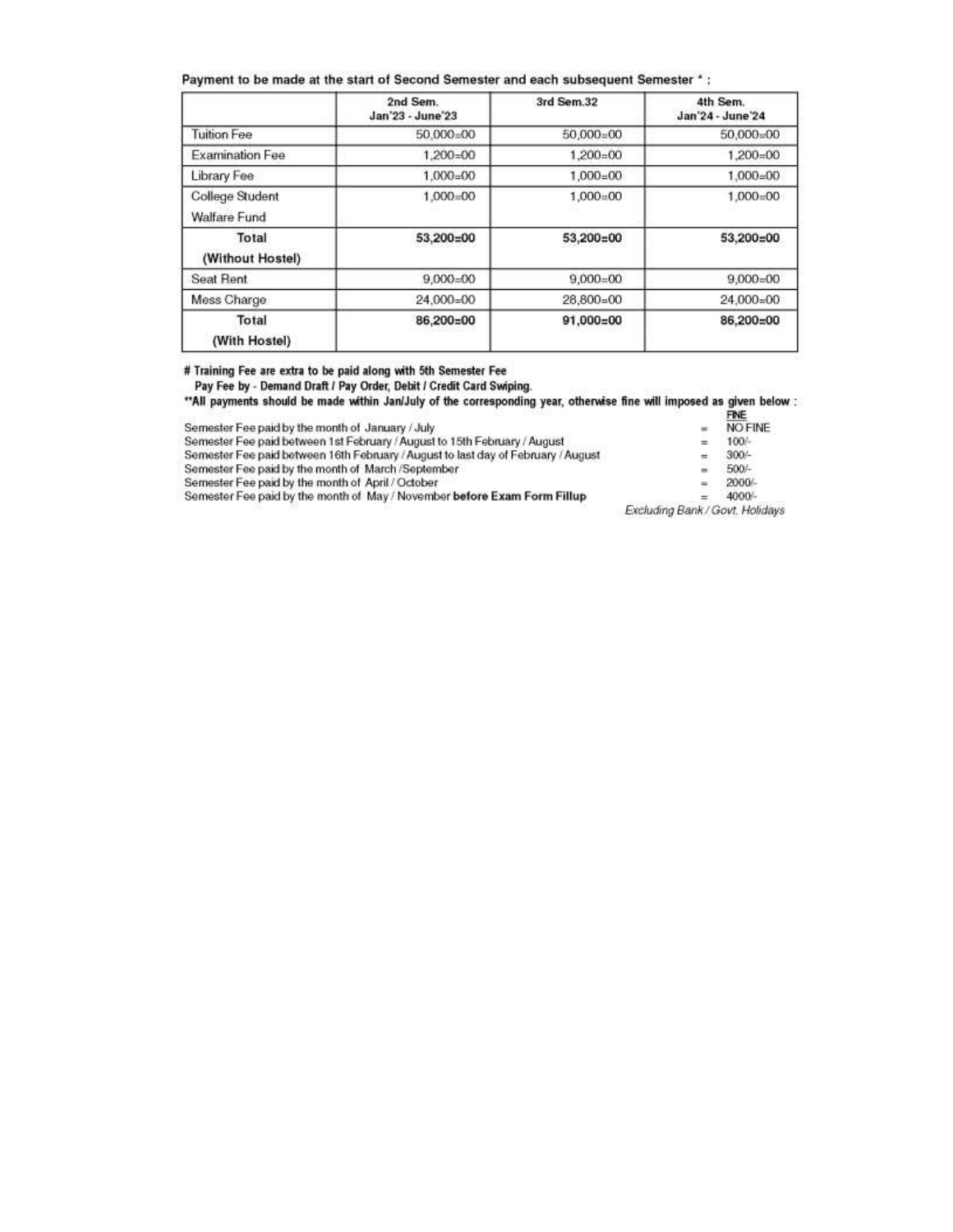Payment to be made at the start of Second Semester and each subsequent Semester * :

| | 2nd Sem. Jan'23 - June'23 | 3rd Sem.32 | 4th Sem. Jan'24 - June'24 |
|---|---|---|---|
| Tuition Fee | 50,000=00 | 50,000=00 | 50,000=00 |
| Examination Fee | 1,200=00 | 1,200=00 | 1,200=00 |
| Library Fee | 1,000=00 | 1,000=00 | 1,000=00 |
| College Student Walfare Fund | 1,000=00 | 1,000=00 | 1,000=00 |
| **Total (Without Hostel)** | **53,200=00** | **53,200=00** | **53,200=00** |
| Seat Rent | 9,000=00 | 9,000=00 | 9,000=00 |
| Mess Charge | 24,000=00 | 28,800=00 | 24,000=00 |
| **Total (With Hostel)** | **86,200=00** | **91,000=00** | **86,200=00** |

**# Training Fee are extra to be paid along with 5th Semester Fee**
**Pay Fee by - Demand Draft / Pay Order, Debit / Credit Card Swiping.**
**\*\*All payments should be made within Jan/July of the corresponding year, otherwise fine will imposed as given below :**

| | | FINE |
|---|---|---|
| Semester Fee paid by the month of January / July | = | NO FINE |
| Semester Fee paid between 1st February / August to 15th February / August | = | 100/- |
| Semester Fee paid between 16th February / August to last day of February / August | = | 300/- |
| Semester Fee paid by the month of March /September | = | 500/- |
| Semester Fee paid by the month of April / October | = | 2000/- |
| Semester Fee paid by the month of May / November **before Exam Form Fillup** | = | 4000/- |

*Excluding Bank / Govt. Holidays*